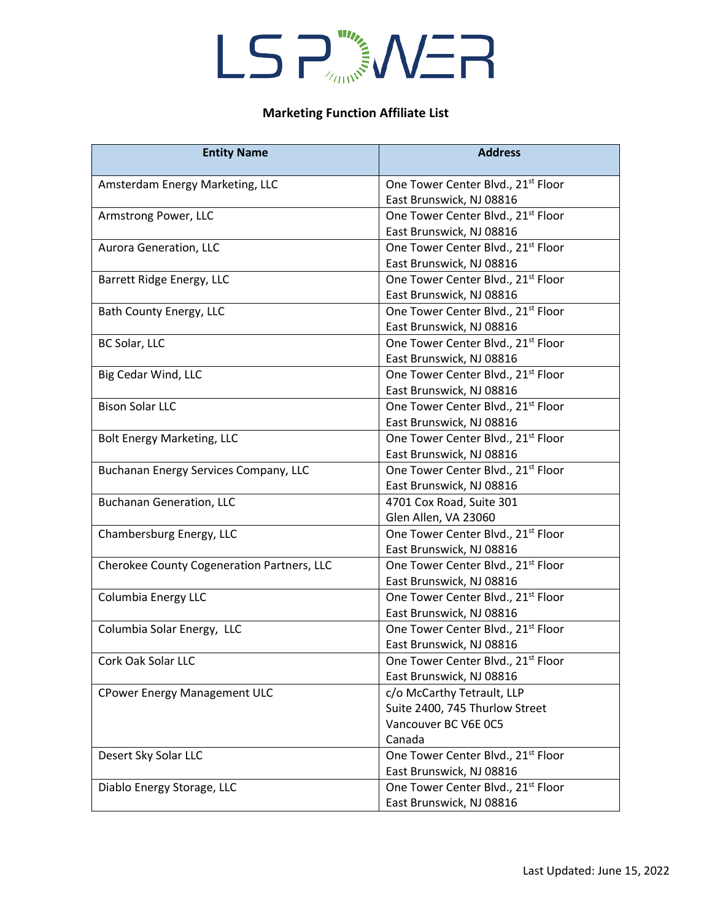LS POWER

## Marketing Function Affiliate List

| Entity Name | Address |
|---|---|
| Amsterdam Energy Marketing, LLC | One Tower Center Blvd., 21st Floor<br>East Brunswick, NJ 08816 |
| Armstrong Power, LLC | One Tower Center Blvd., 21st Floor<br>East Brunswick, NJ 08816 |
| Aurora Generation, LLC | One Tower Center Blvd., 21st Floor<br>East Brunswick, NJ 08816 |
| Barrett Ridge Energy, LLC | One Tower Center Blvd., 21st Floor<br>East Brunswick, NJ 08816 |
| Bath County Energy, LLC | One Tower Center Blvd., 21st Floor<br>East Brunswick, NJ 08816 |
| BC Solar, LLC | One Tower Center Blvd., 21st Floor<br>East Brunswick, NJ 08816 |
| Big Cedar Wind, LLC | One Tower Center Blvd., 21st Floor<br>East Brunswick, NJ 08816 |
| Bison Solar LLC | One Tower Center Blvd., 21st Floor<br>East Brunswick, NJ 08816 |
| Bolt Energy Marketing, LLC | One Tower Center Blvd., 21st Floor<br>East Brunswick, NJ 08816 |
| Buchanan Energy Services Company, LLC | One Tower Center Blvd., 21st Floor<br>East Brunswick, NJ 08816 |
| Buchanan Generation, LLC | 4701 Cox Road, Suite 301<br>Glen Allen, VA 23060 |
| Chambersburg Energy, LLC | One Tower Center Blvd., 21st Floor<br>East Brunswick, NJ 08816 |
| Cherokee County Cogeneration Partners, LLC | One Tower Center Blvd., 21st Floor<br>East Brunswick, NJ 08816 |
| Columbia Energy LLC | One Tower Center Blvd., 21st Floor<br>East Brunswick, NJ 08816 |
| Columbia Solar Energy, LLC | One Tower Center Blvd., 21st Floor<br>East Brunswick, NJ 08816 |
| Cork Oak Solar LLC | One Tower Center Blvd., 21st Floor<br>East Brunswick, NJ 08816 |
| CPower Energy Management ULC | c/o McCarthy Tetrault, LLP<br>Suite 2400, 745 Thurlow Street<br>Vancouver BC V6E 0C5<br>Canada |
| Desert Sky Solar LLC | One Tower Center Blvd., 21st Floor<br>East Brunswick, NJ 08816 |
| Diablo Energy Storage, LLC | One Tower Center Blvd., 21st Floor<br>East Brunswick, NJ 08816 |

Last Updated: June 15, 2022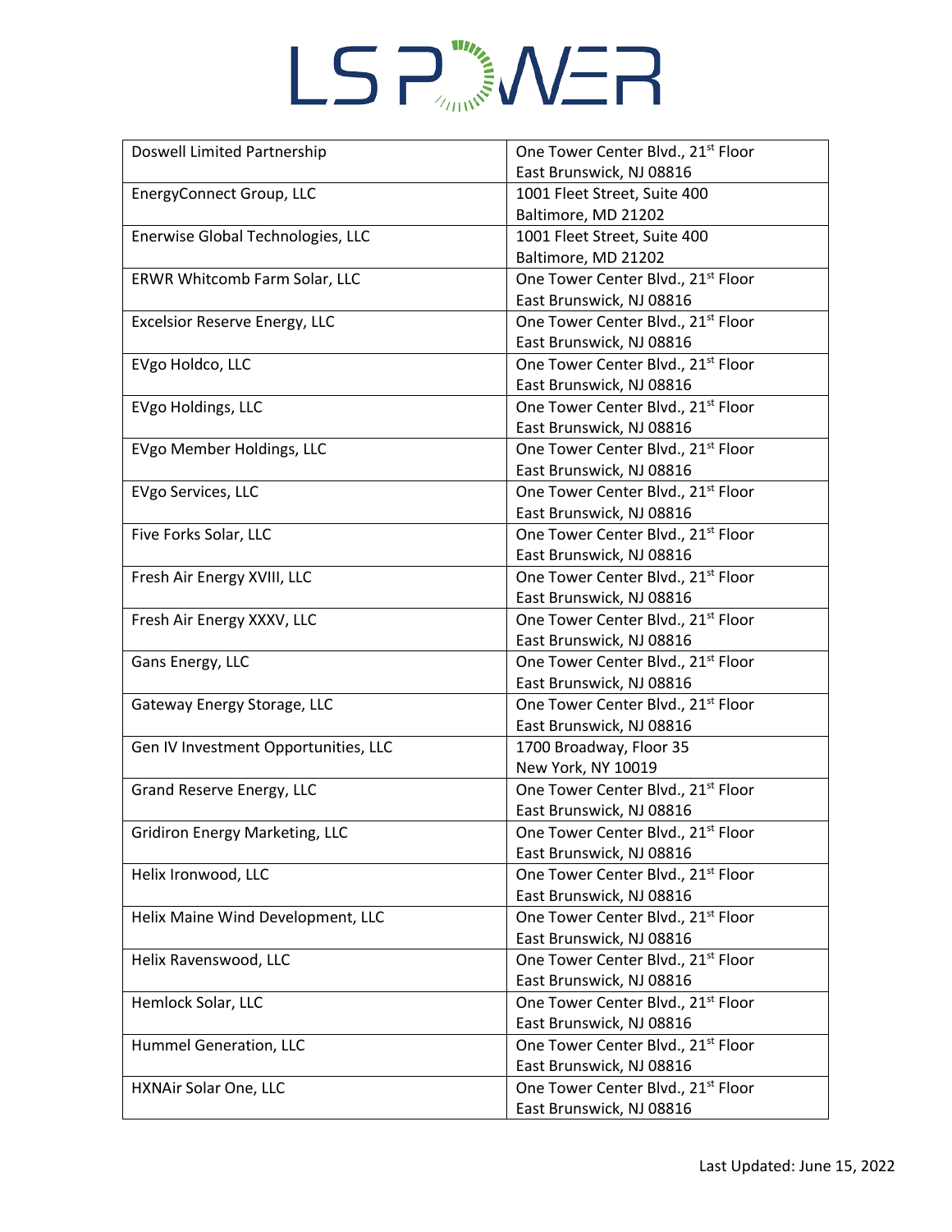| | |
|---|---|
| Doswell Limited Partnership | One Tower Center Blvd., 21st Floor East Brunswick, NJ 08816 |
| EnergyConnect Group, LLC | 1001 Fleet Street, Suite 400 Baltimore, MD 21202 |
| Enerwise Global Technologies, LLC | 1001 Fleet Street, Suite 400 Baltimore, MD 21202 |
| ERWR Whitcomb Farm Solar, LLC | One Tower Center Blvd., 21st Floor East Brunswick, NJ 08816 |
| Excelsior Reserve Energy, LLC | One Tower Center Blvd., 21st Floor East Brunswick, NJ 08816 |
| EVgo Holdco, LLC | One Tower Center Blvd., 21st Floor East Brunswick, NJ 08816 |
| EVgo Holdings, LLC | One Tower Center Blvd., 21st Floor East Brunswick, NJ 08816 |
| EVgo Member Holdings, LLC | One Tower Center Blvd., 21st Floor East Brunswick, NJ 08816 |
| EVgo Services, LLC | One Tower Center Blvd., 21st Floor East Brunswick, NJ 08816 |
| Five Forks Solar, LLC | One Tower Center Blvd., 21st Floor East Brunswick, NJ 08816 |
| Fresh Air Energy XVIII, LLC | One Tower Center Blvd., 21st Floor East Brunswick, NJ 08816 |
| Fresh Air Energy XXXV, LLC | One Tower Center Blvd., 21st Floor East Brunswick, NJ 08816 |
| Gans Energy, LLC | One Tower Center Blvd., 21st Floor East Brunswick, NJ 08816 |
| Gateway Energy Storage, LLC | One Tower Center Blvd., 21st Floor East Brunswick, NJ 08816 |
| Gen IV Investment Opportunities, LLC | 1700 Broadway, Floor 35 New York, NY 10019 |
| Grand Reserve Energy, LLC | One Tower Center Blvd., 21st Floor East Brunswick, NJ 08816 |
| Gridiron Energy Marketing, LLC | One Tower Center Blvd., 21st Floor East Brunswick, NJ 08816 |
| Helix Ironwood, LLC | One Tower Center Blvd., 21st Floor East Brunswick, NJ 08816 |
| Helix Maine Wind Development, LLC | One Tower Center Blvd., 21st Floor East Brunswick, NJ 08816 |
| Helix Ravenswood, LLC | One Tower Center Blvd., 21st Floor East Brunswick, NJ 08816 |
| Hemlock Solar, LLC | One Tower Center Blvd., 21st Floor East Brunswick, NJ 08816 |
| Hummel Generation, LLC | One Tower Center Blvd., 21st Floor East Brunswick, NJ 08816 |
| HXNAir Solar One, LLC | One Tower Center Blvd., 21st Floor East Brunswick, NJ 08816 |

Last Updated: June 15, 2022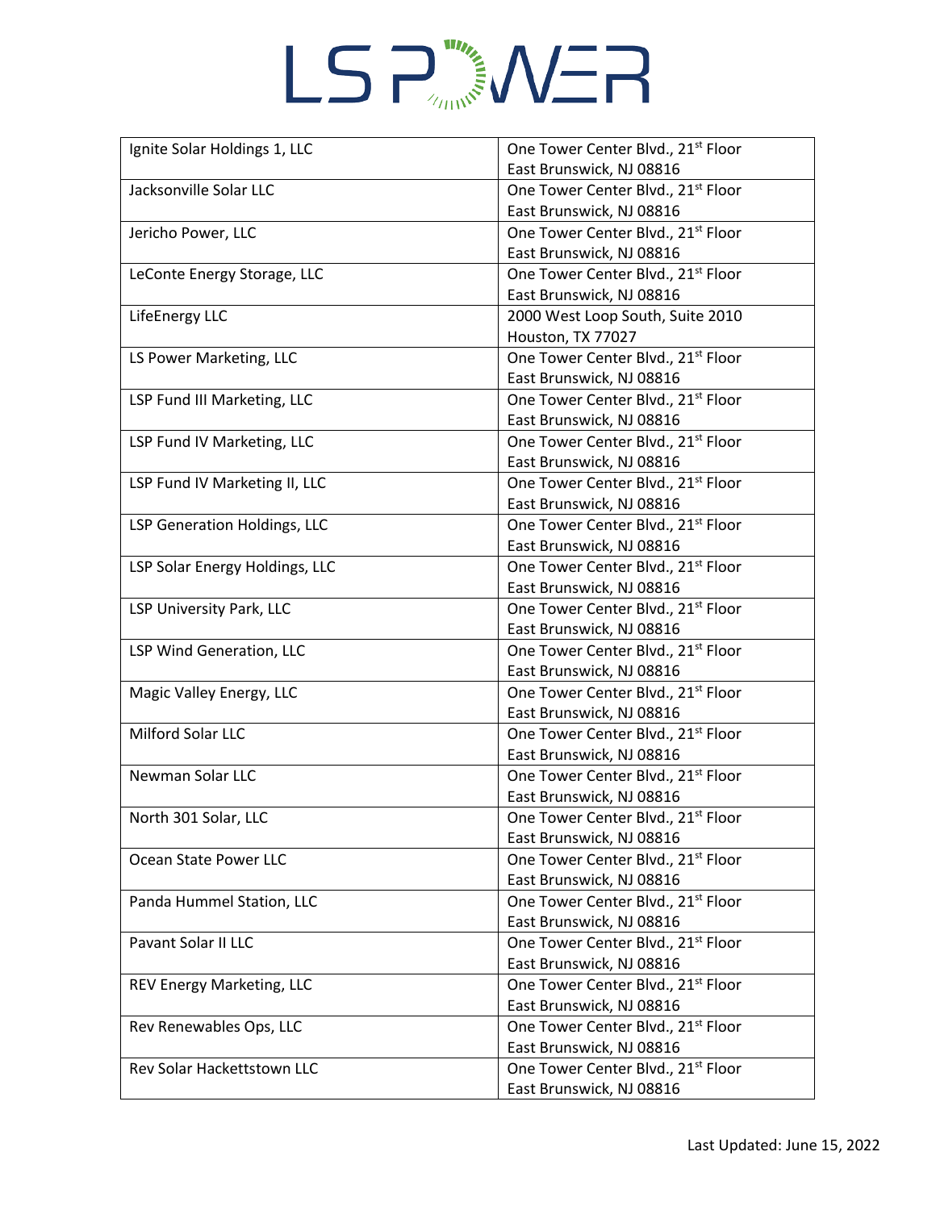| | |
|---|---|
| Ignite Solar Holdings 1, LLC | One Tower Center Blvd., 21st Floor<br>East Brunswick, NJ 08816 |
| Jacksonville Solar LLC | One Tower Center Blvd., 21st Floor<br>East Brunswick, NJ 08816 |
| Jericho Power, LLC | One Tower Center Blvd., 21st Floor<br>East Brunswick, NJ 08816 |
| LeConte Energy Storage, LLC | One Tower Center Blvd., 21st Floor<br>East Brunswick, NJ 08816 |
| LifeEnergy LLC | 2000 West Loop South, Suite 2010<br>Houston, TX 77027 |
| LS Power Marketing, LLC | One Tower Center Blvd., 21st Floor<br>East Brunswick, NJ 08816 |
| LSP Fund III Marketing, LLC | One Tower Center Blvd., 21st Floor<br>East Brunswick, NJ 08816 |
| LSP Fund IV Marketing, LLC | One Tower Center Blvd., 21st Floor<br>East Brunswick, NJ 08816 |
| LSP Fund IV Marketing II, LLC | One Tower Center Blvd., 21st Floor<br>East Brunswick, NJ 08816 |
| LSP Generation Holdings, LLC | One Tower Center Blvd., 21st Floor<br>East Brunswick, NJ 08816 |
| LSP Solar Energy Holdings, LLC | One Tower Center Blvd., 21st Floor<br>East Brunswick, NJ 08816 |
| LSP University Park, LLC | One Tower Center Blvd., 21st Floor<br>East Brunswick, NJ 08816 |
| LSP Wind Generation, LLC | One Tower Center Blvd., 21st Floor<br>East Brunswick, NJ 08816 |
| Magic Valley Energy, LLC | One Tower Center Blvd., 21st Floor<br>East Brunswick, NJ 08816 |
| Milford Solar LLC | One Tower Center Blvd., 21st Floor<br>East Brunswick, NJ 08816 |
| Newman Solar LLC | One Tower Center Blvd., 21st Floor<br>East Brunswick, NJ 08816 |
| North 301 Solar, LLC | One Tower Center Blvd., 21st Floor<br>East Brunswick, NJ 08816 |
| Ocean State Power LLC | One Tower Center Blvd., 21st Floor<br>East Brunswick, NJ 08816 |
| Panda Hummel Station, LLC | One Tower Center Blvd., 21st Floor<br>East Brunswick, NJ 08816 |
| Pavant Solar II LLC | One Tower Center Blvd., 21st Floor<br>East Brunswick, NJ 08816 |
| REV Energy Marketing, LLC | One Tower Center Blvd., 21st Floor<br>East Brunswick, NJ 08816 |
| Rev Renewables Ops, LLC | One Tower Center Blvd., 21st Floor<br>East Brunswick, NJ 08816 |
| Rev Solar Hackettstown LLC | One Tower Center Blvd., 21st Floor<br>East Brunswick, NJ 08816 |

Last Updated: June 15, 2022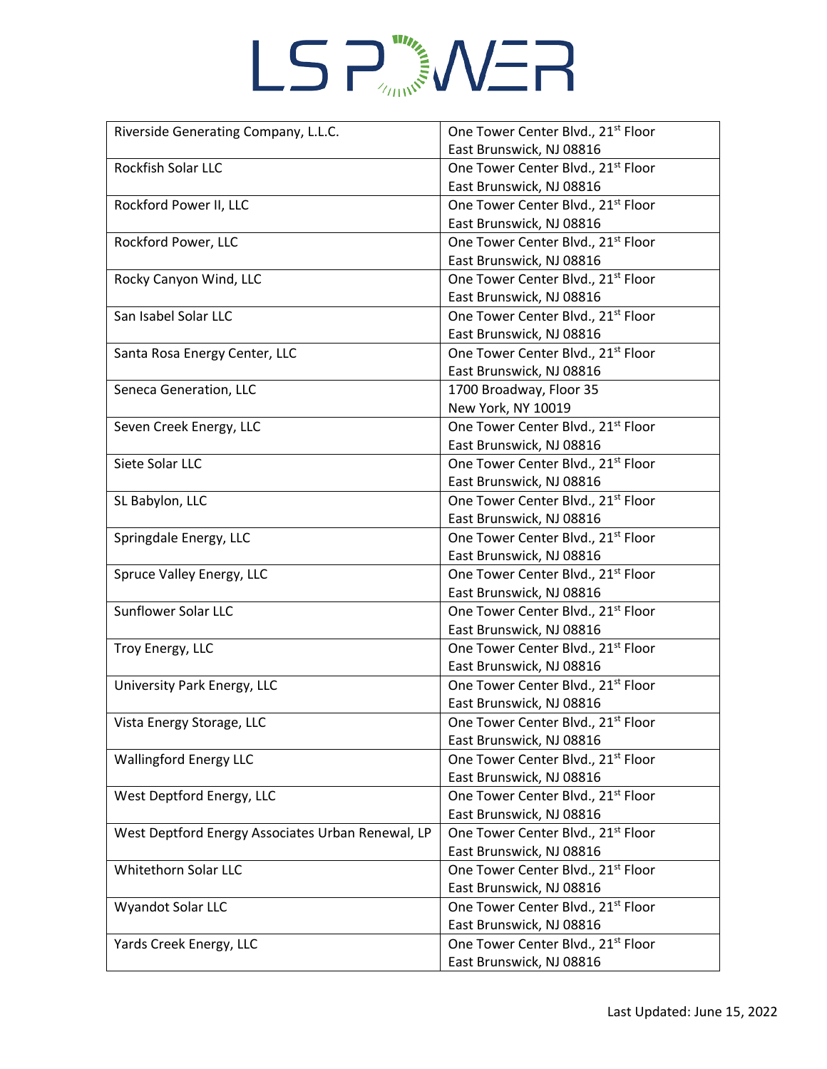| | |
|---|---|
| Riverside Generating Company, L.L.C. | One Tower Center Blvd., 21st Floor East Brunswick, NJ 08816 |
| Rockfish Solar LLC | One Tower Center Blvd., 21st Floor East Brunswick, NJ 08816 |
| Rockford Power II, LLC | One Tower Center Blvd., 21st Floor East Brunswick, NJ 08816 |
| Rockford Power, LLC | One Tower Center Blvd., 21st Floor East Brunswick, NJ 08816 |
| Rocky Canyon Wind, LLC | One Tower Center Blvd., 21st Floor East Brunswick, NJ 08816 |
| San Isabel Solar LLC | One Tower Center Blvd., 21st Floor East Brunswick, NJ 08816 |
| Santa Rosa Energy Center, LLC | One Tower Center Blvd., 21st Floor East Brunswick, NJ 08816 |
| Seneca Generation, LLC | 1700 Broadway, Floor 35 New York, NY 10019 |
| Seven Creek Energy, LLC | One Tower Center Blvd., 21st Floor East Brunswick, NJ 08816 |
| Siete Solar LLC | One Tower Center Blvd., 21st Floor East Brunswick, NJ 08816 |
| SL Babylon, LLC | One Tower Center Blvd., 21st Floor East Brunswick, NJ 08816 |
| Springdale Energy, LLC | One Tower Center Blvd., 21st Floor East Brunswick, NJ 08816 |
| Spruce Valley Energy, LLC | One Tower Center Blvd., 21st Floor East Brunswick, NJ 08816 |
| Sunflower Solar LLC | One Tower Center Blvd., 21st Floor East Brunswick, NJ 08816 |
| Troy Energy, LLC | One Tower Center Blvd., 21st Floor East Brunswick, NJ 08816 |
| University Park Energy, LLC | One Tower Center Blvd., 21st Floor East Brunswick, NJ 08816 |
| Vista Energy Storage, LLC | One Tower Center Blvd., 21st Floor East Brunswick, NJ 08816 |
| Wallingford Energy LLC | One Tower Center Blvd., 21st Floor East Brunswick, NJ 08816 |
| West Deptford Energy, LLC | One Tower Center Blvd., 21st Floor East Brunswick, NJ 08816 |
| West Deptford Energy Associates Urban Renewal, LP | One Tower Center Blvd., 21st Floor East Brunswick, NJ 08816 |
| Whitethorn Solar LLC | One Tower Center Blvd., 21st Floor East Brunswick, NJ 08816 |
| Wyandot Solar LLC | One Tower Center Blvd., 21st Floor East Brunswick, NJ 08816 |
| Yards Creek Energy, LLC | One Tower Center Blvd., 21st Floor East Brunswick, NJ 08816 |

Last Updated: June 15, 2022